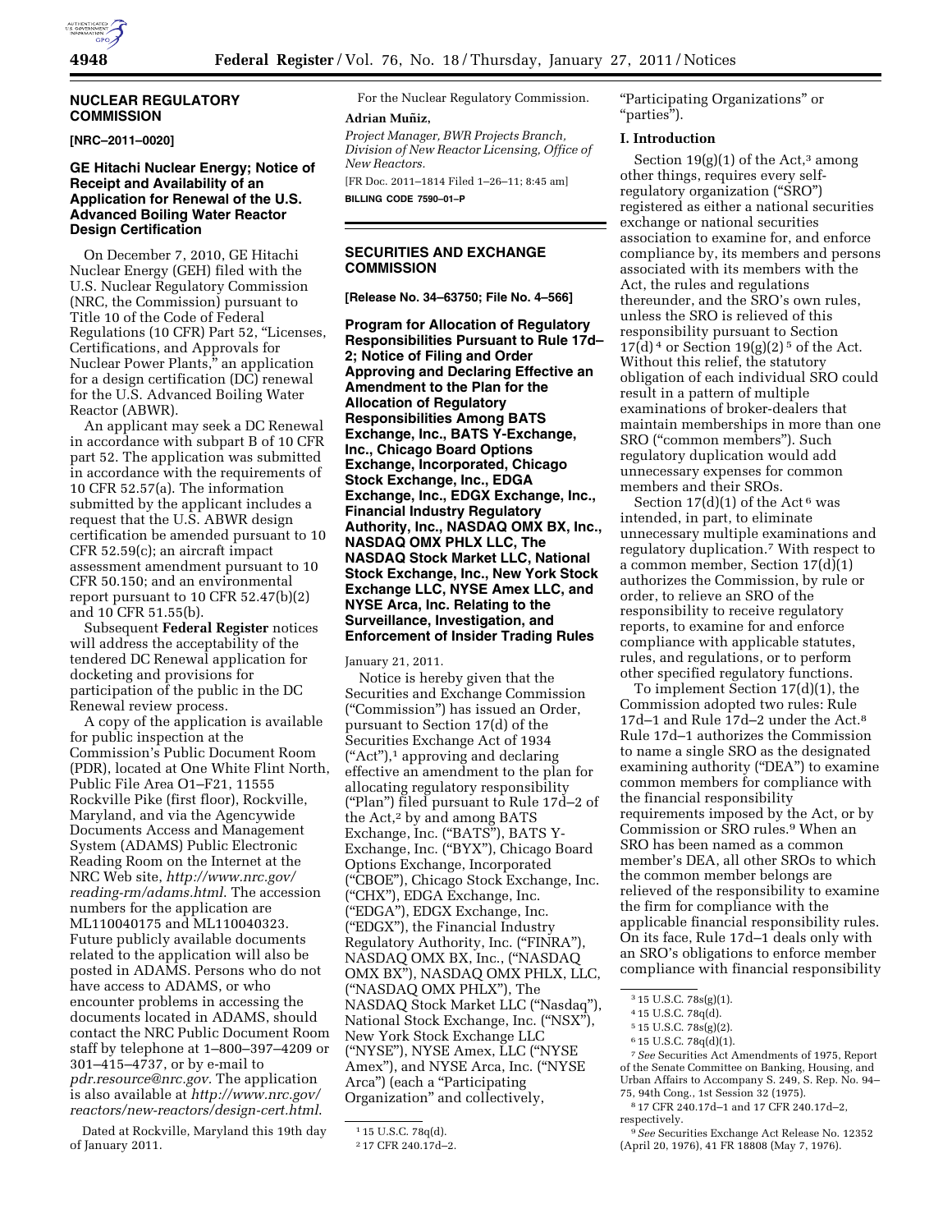## NUCLEAR REGULATORY COMMISSION

**[NRC–2011–0020]**

### GE Hitachi Nuclear Energy; Notice of Receipt and Availability of an Application for Renewal of the U.S. Advanced Boiling Water Reactor Design Certification

On December 7, 2010, GE Hitachi Nuclear Energy (GEH) filed with the U.S. Nuclear Regulatory Commission (NRC, the Commission) pursuant to Title 10 of the Code of Federal Regulations (10 CFR) Part 52, "Licenses, Certifications, and Approvals for Nuclear Power Plants," an application for a design certification (DC) renewal for the U.S. Advanced Boiling Water Reactor (ABWR).

An applicant may seek a DC Renewal in accordance with subpart B of 10 CFR part 52. The application was submitted in accordance with the requirements of 10 CFR 52.57(a). The information submitted by the applicant includes a request that the U.S. ABWR design certification be amended pursuant to 10 CFR 52.59(c); an aircraft impact assessment amendment pursuant to 10 CFR 50.150; and an environmental report pursuant to 10 CFR 52.47(b)(2) and 10 CFR 51.55(b).

Subsequent **Federal Register** notices will address the acceptability of the tendered DC Renewal application for docketing and provisions for participation of the public in the DC Renewal review process.

A copy of the application is available for public inspection at the Commission's Public Document Room (PDR), located at One White Flint North, Public File Area O1–F21, 11555 Rockville Pike (first floor), Rockville, Maryland, and via the Agencywide Documents Access and Management System (ADAMS) Public Electronic Reading Room on the Internet at the NRC Web site, *http://www.nrc.gov/reading-rm/adams.html.* The accession numbers for the application are ML110040175 and ML110040323. Future publicly available documents related to the application will also be posted in ADAMS. Persons who do not have access to ADAMS, or who encounter problems in accessing the documents located in ADAMS, should contact the NRC Public Document Room staff by telephone at 1–800–397–4209 or 301–415–4737, or by e-mail to *pdr.resource@nrc.gov.* The application is also available at *http://www.nrc.gov/reactors/new-reactors/design-cert.html.*

Dated at Rockville, Maryland this 19th day of January 2011.

For the Nuclear Regulatory Commission.

**Adrian Muñiz,**

*Project Manager, BWR Projects Branch, Division of New Reactor Licensing, Office of New Reactors.*

[FR Doc. 2011–1814 Filed 1–26–11; 8:45 am]

**BILLING CODE 7590–01–P**

## SECURITIES AND EXCHANGE COMMISSION

**[Release No. 34–63750; File No. 4–566]**

### Program for Allocation of Regulatory Responsibilities Pursuant to Rule 17d–2; Notice of Filing and Order Approving and Declaring Effective an Amendment to the Plan for the Allocation of Regulatory Responsibilities Among BATS Exchange, Inc., BATS Y-Exchange, Inc., Chicago Board Options Exchange, Incorporated, Chicago Stock Exchange, Inc., EDGA Exchange, Inc., EDGX Exchange, Inc., Financial Industry Regulatory Authority, Inc., NASDAQ OMX BX, Inc., NASDAQ OMX PHLX LLC, The NASDAQ Stock Market LLC, National Stock Exchange, Inc., New York Stock Exchange LLC, NYSE Amex LLC, and NYSE Arca, Inc. Relating to the Surveillance, Investigation, and Enforcement of Insider Trading Rules

January 21, 2011.

Notice is hereby given that the Securities and Exchange Commission ("Commission") has issued an Order, pursuant to Section 17(d) of the Securities Exchange Act of 1934 ("Act"),[1] approving and declaring effective an amendment to the plan for allocating regulatory responsibility ("Plan") filed pursuant to Rule 17d–2 of the Act,[2] by and among BATS Exchange, Inc. ("BATS"), BATS Y-Exchange, Inc. ("BYX"), Chicago Board Options Exchange, Incorporated ("CBOE"), Chicago Stock Exchange, Inc. ("CHX"), EDGA Exchange, Inc. ("EDGA"), EDGX Exchange, Inc. ("EDGX"), the Financial Industry Regulatory Authority, Inc. ("FINRA"), NASDAQ OMX BX, Inc., ("NASDAQ OMX BX"), NASDAQ OMX PHLX, LLC, ("NASDAQ OMX PHLX"), The NASDAQ Stock Market LLC ("Nasdaq"), National Stock Exchange, Inc. ("NSX"), New York Stock Exchange LLC ("NYSE"), NYSE Amex, LLC ("NYSE Amex"), and NYSE Arca, Inc. ("NYSE Arca") (each a "Participating Organization" and collectively, "Participating Organizations" or "parties").

#### I. Introduction

Section 19(g)(1) of the Act,[3] among other things, requires every self-regulatory organization ("SRO") registered as either a national securities exchange or national securities association to examine for, and enforce compliance by, its members and persons associated with its members with the Act, the rules and regulations thereunder, and the SRO's own rules, unless the SRO is relieved of this responsibility pursuant to Section 17(d)[4] or Section 19(g)(2)[5] of the Act. Without this relief, the statutory obligation of each individual SRO could result in a pattern of multiple examinations of broker-dealers that maintain memberships in more than one SRO ("common members"). Such regulatory duplication would add unnecessary expenses for common members and their SROs.

Section 17(d)(1) of the Act[6] was intended, in part, to eliminate unnecessary multiple examinations and regulatory duplication.[7] With respect to a common member, Section 17(d)(1) authorizes the Commission, by rule or order, to relieve an SRO of the responsibility to receive regulatory reports, to examine for and enforce compliance with applicable statutes, rules, and regulations, or to perform other specified regulatory functions.

To implement Section 17(d)(1), the Commission adopted two rules: Rule 17d–1 and Rule 17d–2 under the Act.[8] Rule 17d–1 authorizes the Commission to name a single SRO as the designated examining authority ("DEA") to examine common members for compliance with the financial responsibility requirements imposed by the Act, or by Commission or SRO rules.[9] When an SRO has been named as a common member's DEA, all other SROs to which the common member belongs are relieved of the responsibility to examine the firm for compliance with the applicable financial responsibility rules. On its face, Rule 17d–1 deals only with an SRO's obligations to enforce member compliance with financial responsibility

[1] 15 U.S.C. 78q(d).

[2] 17 CFR 240.17d–2.

[3] 15 U.S.C. 78s(g)(1).

[4] 15 U.S.C. 78q(d).

[5] 15 U.S.C. 78s(g)(2).

[6] 15 U.S.C. 78q(d)(1).

[7] *See* Securities Act Amendments of 1975, Report of the Senate Committee on Banking, Housing, and Urban Affairs to Accompany S. 249, S. Rep. No. 94–75, 94th Cong., 1st Session 32 (1975).

[8] 17 CFR 240.17d–1 and 17 CFR 240.17d–2, respectively.

[9] *See* Securities Exchange Act Release No. 12352 (April 20, 1976), 41 FR 18808 (May 7, 1976).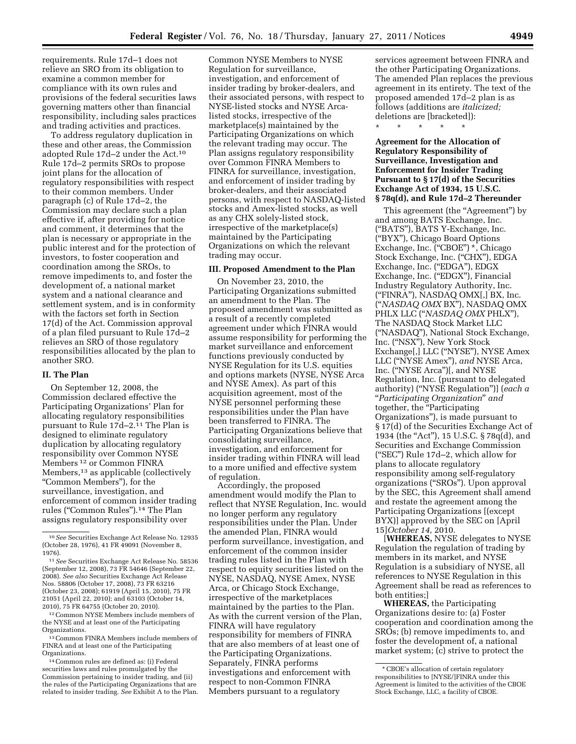requirements. Rule 17d–1 does not relieve an SRO from its obligation to examine a common member for compliance with its own rules and provisions of the federal securities laws governing matters other than financial responsibility, including sales practices and trading activities and practices.

To address regulatory duplication in these and other areas, the Commission adopted Rule 17d–2 under the Act.[10] Rule 17d–2 permits SROs to propose joint plans for the allocation of regulatory responsibilities with respect to their common members. Under paragraph (c) of Rule 17d–2, the Commission may declare such a plan effective if, after providing for notice and comment, it determines that the plan is necessary or appropriate in the public interest and for the protection of investors, to foster cooperation and coordination among the SROs, to remove impediments to, and foster the development of, a national market system and a national clearance and settlement system, and is in conformity with the factors set forth in Section 17(d) of the Act. Commission approval of a plan filed pursuant to Rule 17d–2 relieves an SRO of those regulatory responsibilities allocated by the plan to another SRO.

## II. The Plan

On September 12, 2008, the Commission declared effective the Participating Organizations' Plan for allocating regulatory responsibilities pursuant to Rule 17d–2.[11] The Plan is designed to eliminate regulatory duplication by allocating regulatory responsibility over Common NYSE Members [12] or Common FINRA Members,[13] as applicable (collectively "Common Members"), for the surveillance, investigation, and enforcement of common insider trading rules ("Common Rules").[14] The Plan assigns regulatory responsibility over Common NYSE Members to NYSE Regulation for surveillance, investigation, and enforcement of insider trading by broker-dealers, and their associated persons, with respect to NYSE-listed stocks and NYSE Arca-listed stocks, irrespective of the marketplace(s) maintained by the Participating Organizations on which the relevant trading may occur. The Plan assigns regulatory responsibility over Common FINRA Members to FINRA for surveillance, investigation, and enforcement of insider trading by broker-dealers, and their associated persons, with respect to NASDAQ-listed stocks and Amex-listed stocks, as well as any CHX solely-listed stock, irrespective of the marketplace(s) maintained by the Participating Organizations on which the relevant trading may occur.

## III. Proposed Amendment to the Plan

On November 23, 2010, the Participating Organizations submitted an amendment to the Plan. The proposed amendment was submitted as a result of a recently completed agreement under which FINRA would assume responsibility for performing the market surveillance and enforcement functions previously conducted by NYSE Regulation for its U.S. equities and options markets (NYSE, NYSE Arca and NYSE Amex). As part of this acquisition agreement, most of the NYSE personnel performing these responsibilities under the Plan have been transferred to FINRA. The Participating Organizations believe that consolidating surveillance, investigation, and enforcement for insider trading within FINRA will lead to a more unified and effective system of regulation.

Accordingly, the proposed amendment would modify the Plan to reflect that NYSE Regulation, Inc. would no longer perform any regulatory responsibilities under the Plan. Under the amended Plan, FINRA would perform surveillance, investigation, and enforcement of the common insider trading rules listed in the Plan with respect to equity securities listed on the NYSE, NASDAQ, NYSE Amex, NYSE Arca, or Chicago Stock Exchange, irrespective of the marketplaces maintained by the parties to the Plan. As with the current version of the Plan, FINRA will have regulatory responsibility for members of FINRA that are also members of at least one of the Participating Organizations. Separately, FINRA performs investigations and enforcement with respect to non-Common FINRA Members pursuant to a regulatory services agreement between FINRA and the other Participating Organizations. The amended Plan replaces the previous agreement in its entirety. The text of the proposed amended 17d–2 plan is as follows (additions are *italicized;* deletions are [bracketed]):

\* \* \* \* \*

**Agreement for the Allocation of Regulatory Responsibility of Surveillance, Investigation and Enforcement for Insider Trading Pursuant to § 17(d) of the Securities Exchange Act of 1934, 15 U.S.C. § 78q(d), and Rule 17d–2 Thereunder**

This agreement (the "Agreement") by and among BATS Exchange, Inc. ("BATS"), BATS Y-Exchange, Inc. ("BYX"), Chicago Board Options Exchange, Inc. ("CBOE") *, Chicago Stock Exchange, Inc. ("CHX"), EDGA Exchange, Inc. ("EDGA"), EDGX Exchange, Inc. ("EDGX"), Financial Industry Regulatory Authority, Inc. ("FINRA"), NASDAQ OMX[,] BX, Inc. ("*NASDAQ OMX* BX"), NASDAQ OMX PHLX LLC ("*NASDAQ OMX* PHLX"), The NASDAQ Stock Market LLC ("NASDAQ"), National Stock Exchange, Inc. ("NSX"), New York Stock Exchange[,] LLC ("NYSE"), NYSE Amex LLC ("NYSE Amex"), *and* NYSE Arca, Inc. ("NYSE Arca")[, and NYSE Regulation, Inc. (pursuant to delegated authority) ("NYSE Regulation")] (*each a "Participating Organization" and* together, the "Participating Organizations"), is made pursuant to § 17(d) of the Securities Exchange Act of 1934 (the "Act"), 15 U.S.C. § 78q(d), and Securities and Exchange Commission ("SEC") Rule 17d–2, which allow for plans to allocate regulatory responsibility among self-regulatory organizations ("SROs"). Upon approval by the SEC, this Agreement shall amend and restate the agreement among the Participating Organizations [(except BYX)] approved by the SEC on [April 15]*October 14,* 2010.

[**WHEREAS,** NYSE delegates to NYSE Regulation the regulation of trading by members in its market, and NYSE Regulation is a subsidiary of NYSE, all references to NYSE Regulation in this Agreement shall be read as references to both entities;]

**WHEREAS,** the Participating Organizations desire to: (a) Foster cooperation and coordination among the SROs; (b) remove impediments to, and foster the development of, a national market system; (c) strive to protect the

---

[10] *See* Securities Exchange Act Release No. 12935 (October 28, 1976), 41 FR 49091 (November 8, 1976).

[11] *See* Securities Exchange Act Release No. 58536 (September 12, 2008), 73 FR 54646 (September 22, 2008). *See also* Securities Exchange Act Release Nos. 58806 (October 17, 2008), 73 FR 63216 (October 23, 2008); 61919 (April 15, 2010), 75 FR 21051 (April 22, 2010); and 63103 (October 14, 2010), 75 FR 64755 (October 20, 2010).

[12] Common NYSE Members include members of the NYSE and at least one of the Participating Organizations.

[13] Common FINRA Members include members of FINRA and at least one of the Participating Organizations.

[14] Common rules are defined as: (i) Federal securities laws and rules promulgated by the Commission pertaining to insider trading, and (ii) the rules of the Participating Organizations that are related to insider trading. *See* Exhibit A to the Plan.

\* CBOE's allocation of certain regulatory responsibilities to [NYSE/]FINRA under this Agreement is limited to the activities of the CBOE Stock Exchange, LLC, a facility of CBOE.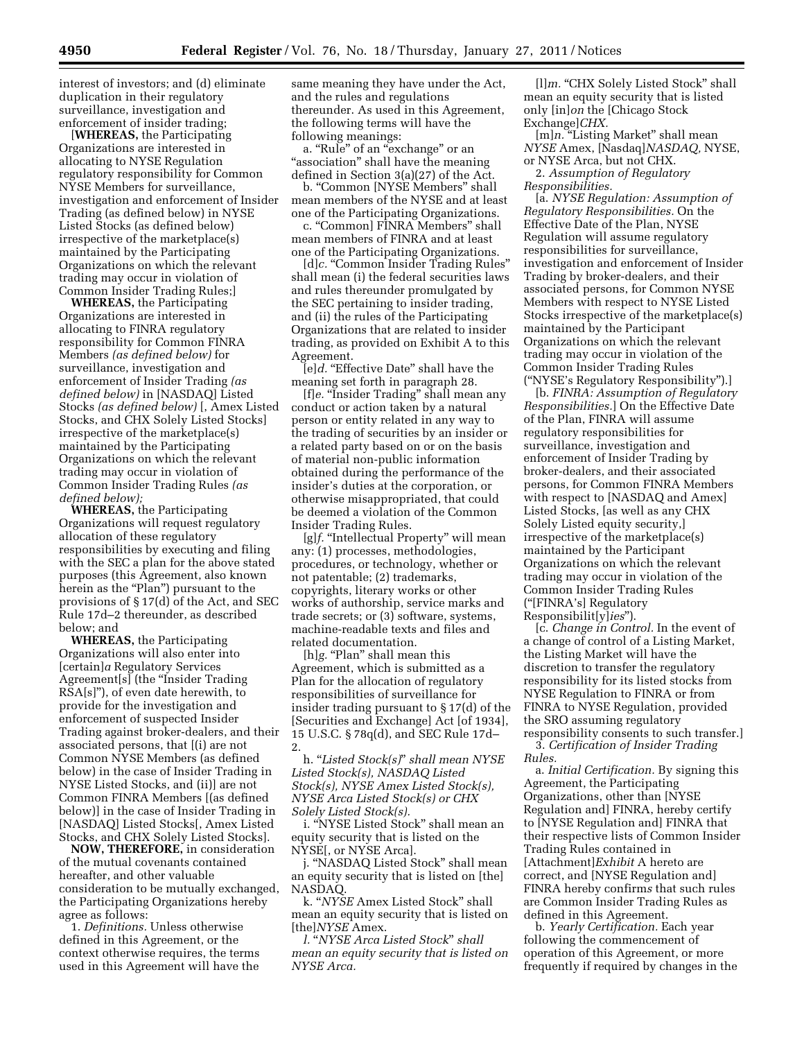interest of investors; and (d) eliminate duplication in their regulatory surveillance, investigation and enforcement of insider trading;

[**WHEREAS,** the Participating Organizations are interested in allocating to NYSE Regulation regulatory responsibility for Common NYSE Members for surveillance, investigation and enforcement of Insider Trading (as defined below) in NYSE Listed Stocks (as defined below) irrespective of the marketplace(s) maintained by the Participating Organizations on which the relevant trading may occur in violation of Common Insider Trading Rules;]

**WHEREAS,** the Participating Organizations are interested in allocating to FINRA regulatory responsibility for Common FINRA Members *(as defined below)* for surveillance, investigation and enforcement of Insider Trading *(as defined below)* in [NASDAQ] Listed Stocks *(as defined below)* [, Amex Listed Stocks, and CHX Solely Listed Stocks] irrespective of the marketplace(s) maintained by the Participating Organizations on which the relevant trading may occur in violation of Common Insider Trading Rules *(as defined below);*

**WHEREAS,** the Participating Organizations will request regulatory allocation of these regulatory responsibilities by executing and filing with the SEC a plan for the above stated purposes (this Agreement, also known herein as the "Plan") pursuant to the provisions of § 17(d) of the Act, and SEC Rule 17d–2 thereunder, as described below; and

**WHEREAS,** the Participating Organizations will also enter into [certain]*a* Regulatory Services Agreement[s] (the "Insider Trading RSA[s]"), of even date herewith, to provide for the investigation and enforcement of suspected Insider Trading against broker-dealers, and their associated persons, that [(i) are not Common NYSE Members (as defined below) in the case of Insider Trading in NYSE Listed Stocks, and (ii)] are not Common FINRA Members [(as defined below)] in the case of Insider Trading in [NASDAQ] Listed Stocks[, Amex Listed Stocks, and CHX Solely Listed Stocks].

**NOW, THEREFORE,** in consideration of the mutual covenants contained hereafter, and other valuable consideration to be mutually exchanged, the Participating Organizations hereby agree as follows:

1. *Definitions.* Unless otherwise defined in this Agreement, or the context otherwise requires, the terms used in this Agreement will have the same meaning they have under the Act, and the rules and regulations thereunder. As used in this Agreement, the following terms will have the following meanings:

a. "Rule" of an "exchange" or an "association" shall have the meaning defined in Section 3(a)(27) of the Act.

b. "Common [NYSE Members" shall mean members of the NYSE and at least one of the Participating Organizations.

c. "Common] FINRA Members" shall mean members of FINRA and at least one of the Participating Organizations.

[d]*c.* "Common Insider Trading Rules" shall mean (i) the federal securities laws and rules thereunder promulgated by the SEC pertaining to insider trading, and (ii) the rules of the Participating Organizations that are related to insider trading, as provided on Exhibit A to this Agreement.

[e]*d.* "Effective Date" shall have the meaning set forth in paragraph 28.

[f]*e.* "Insider Trading" shall mean any conduct or action taken by a natural person or entity related in any way to the trading of securities by an insider or a related party based on or on the basis of material non-public information obtained during the performance of the insider's duties at the corporation, or otherwise misappropriated, that could be deemed a violation of the Common Insider Trading Rules.

[g]*f.* "Intellectual Property" will mean any: (1) processes, methodologies, procedures, or technology, whether or not patentable; (2) trademarks, copyrights, literary works or other works of authorship, service marks and trade secrets; or (3) software, systems, machine-readable texts and files and related documentation.

[h]*g.* "Plan" shall mean this Agreement, which is submitted as a Plan for the allocation of regulatory responsibilities of surveillance for insider trading pursuant to § 17(d) of the [Securities and Exchange] Act [of 1934], 15 U.S.C. § 78q(d), and SEC Rule 17d–2.

h. "*Listed Stock(s)*" *shall mean NYSE Listed Stock(s), NASDAQ Listed Stock(s), NYSE Amex Listed Stock(s), NYSE Arca Listed Stock(s) or CHX Solely Listed Stock(s).*

i. "NYSE Listed Stock" shall mean an equity security that is listed on the NYSE[, or NYSE Arca].

j. "NASDAQ Listed Stock" shall mean an equity security that is listed on [the] NASDAQ.

k. "*NYSE* Amex Listed Stock" shall mean an equity security that is listed on [the]*NYSE* Amex.

*l.* "*NYSE Arca Listed Stock*" *shall mean an equity security that is listed on NYSE Arca.*

[l]*m.* "CHX Solely Listed Stock" shall mean an equity security that is listed only [in]*on* the [Chicago Stock Exchange]*CHX*.

[m]*n.* "Listing Market" shall mean *NYSE* Amex, [Nasdaq]*NASDAQ,* NYSE, or NYSE Arca, but not CHX.

2. *Assumption of Regulatory Responsibilities.*

[a. *NYSE Regulation: Assumption of Regulatory Responsibilities.* On the Effective Date of the Plan, NYSE Regulation will assume regulatory responsibilities for surveillance, investigation and enforcement of Insider Trading by broker-dealers, and their associated persons, for Common NYSE Members with respect to NYSE Listed Stocks irrespective of the marketplace(s) maintained by the Participant Organizations on which the relevant trading may occur in violation of the Common Insider Trading Rules ("NYSE's Regulatory Responsibility").]

[b. *FINRA: Assumption of Regulatory Responsibilities.*] On the Effective Date of the Plan, FINRA will assume regulatory responsibilities for surveillance, investigation and enforcement of Insider Trading by broker-dealers, and their associated persons, for Common FINRA Members with respect to [NASDAQ and Amex] Listed Stocks, [as well as any CHX Solely Listed equity security,] irrespective of the marketplace(s) maintained by the Participant Organizations on which the relevant trading may occur in violation of the Common Insider Trading Rules ("[FINRA's] Regulatory Responsibilit[y]*ies*").

[c. *Change in Control.* In the event of a change of control of a Listing Market, the Listing Market will have the discretion to transfer the regulatory responsibility for its listed stocks from NYSE Regulation to FINRA or from FINRA to NYSE Regulation, provided the SRO assuming regulatory responsibility consents to such transfer.]

3. *Certification of Insider Trading Rules.*

a. *Initial Certification.* By signing this Agreement, the Participating Organizations, other than [NYSE Regulation and] FINRA, hereby certify to [NYSE Regulation and] FINRA that their respective lists of Common Insider Trading Rules contained in [Attachment]*Exhibit* A hereto are correct, and [NYSE Regulation and] FINRA hereby confirm*s* that such rules are Common Insider Trading Rules as defined in this Agreement.

b. *Yearly Certification.* Each year following the commencement of operation of this Agreement, or more frequently if required by changes in the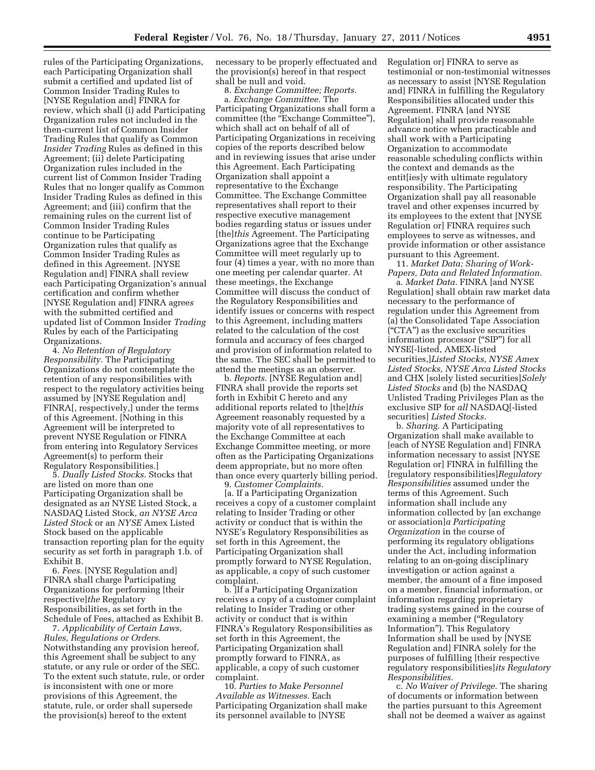rules of the Participating Organizations, each Participating Organization shall submit a certified and updated list of Common Insider Trading Rules to [NYSE Regulation and] FINRA for review, which shall (i) add Participating Organization rules not included in the then-current list of Common Insider Trading Rules that qualify as Common *Insider Trading* Rules as defined in this Agreement; (ii) delete Participating Organization rules included in the current list of Common Insider Trading Rules that no longer qualify as Common Insider Trading Rules as defined in this Agreement; and (iii) confirm that the remaining rules on the current list of Common Insider Trading Rules continue to be Participating Organization rules that qualify as Common Insider Trading Rules as defined in this Agreement. [NYSE Regulation and] FINRA shall review each Participating Organization's annual certification and confirm whether [NYSE Regulation and] FINRA agree*s* with the submitted certified and updated list of Common Insider *Trading* Rules by each of the Participating Organizations.

4. *No Retention of Regulatory Responsibility.* The Participating Organizations do not contemplate the retention of any responsibilities with respect to the regulatory activities being assumed by [NYSE Regulation and] FINRA[, respectively,] under the terms of this Agreement. [Nothing in this Agreement will be interpreted to prevent NYSE Regulation or FINRA from entering into Regulatory Services Agreement(s) to perform their Regulatory Responsibilities.]

5. *Dually Listed Stocks.* Stocks that are listed on more than one Participating Organization shall be designated as a*n* NYSE Listed Stock, a NASDAQ Listed Stock, *an NYSE Arca Listed Stock* or an *NYSE* Amex Listed Stock based on the applicable transaction reporting plan for the equity security as set forth in paragraph 1.b. of Exhibit B.

6. *Fees.* [NYSE Regulation and] FINRA shall charge Participating Organizations for performing [their respective]*the* Regulatory Responsibilities, as set forth in the Schedule of Fees, attached as Exhibit B.

7. *Applicability of Certain Laws, Rules, Regulations or Orders.* Notwithstanding any provision hereof, this Agreement shall be subject to any statute, or any rule or order of the SEC. To the extent such statute, rule, or order is inconsistent with one or more provisions of this Agreement, the statute, rule, or order shall supersede the provision(s) hereof to the extent necessary to be properly effectuated and the provision(s) hereof in that respect shall be null and void.

8. *Exchange Committee; Reports.*

a. *Exchange Committee.* The Participating Organizations shall form a committee (the "Exchange Committee"), which shall act on behalf of all of Participating Organizations in receiving copies of the reports described below and in reviewing issues that arise under this Agreement. Each Participating Organization shall appoint a representative to the Exchange Committee. The Exchange Committee representatives shall report to their respective executive management bodies regarding status or issues under [the]*this* Agreement. The Participating Organizations agree that the Exchange Committee will meet regularly up to four (4) times a year, with no more than one meeting per calendar quarter. At these meetings, the Exchange Committee will discuss the conduct of the Regulatory Responsibilities and identify issues or concerns with respect to this Agreement, including matters related to the calculation of the cost formula and accuracy of fees charged and provision of information related to the same. The SEC shall be permitted to attend the meetings as an observer.

b. *Reports.* [NYSE Regulation and] FINRA shall provide the reports set forth in Exhibit C hereto and any additional reports related to [the]*this* Agreement reasonably requested by a majority vote of all representatives to the Exchange Committee at each Exchange Committee meeting, or more often as the Participating Organizations deem appropriate, but no more often than once every quarterly billing period.

9. *Customer Complaints.*

[a. If a Participating Organization receives a copy of a customer complaint relating to Insider Trading or other activity or conduct that is within the NYSE's Regulatory Responsibilities as set forth in this Agreement, the Participating Organization shall promptly forward to NYSE Regulation, as applicable, a copy of such customer complaint.

b. ]If a Participating Organization receives a copy of a customer complaint relating to Insider Trading or other activity or conduct that is within FINRA's Regulatory Responsibilities as set forth in this Agreement, the Participating Organization shall promptly forward to FINRA, as applicable, a copy of such customer complaint.

10. *Parties to Make Personnel Available as Witnesses.* Each Participating Organization shall make its personnel available to [NYSE Regulation or] FINRA to serve as testimonial or non-testimonial witnesses as necessary to assist [NYSE Regulation and] FINRA in fulfilling the Regulatory Responsibilities allocated under this Agreement. FINRA [and NYSE Regulation] shall provide reasonable advance notice when practicable and shall work with a Participating Organization to accommodate reasonable scheduling conflicts within the context and demands as the entit[ies]y with ultimate regulatory responsibility. The Participating Organization shall pay all reasonable travel and other expenses incurred by its employees to the extent that [NYSE Regulation or] FINRA require*s* such employees to serve as witnesses, and provide information or other assistance pursuant to this Agreement.

11. *Market Data; Sharing of Work-Papers, Data and Related Information.*

a. *Market Data.* FINRA [and NYSE Regulation] shall obtain raw market data necessary to the performance of regulation under this Agreement from (a) the Consolidated Tape Association ("CTA") as the exclusive securities information processor ("SIP") for all NYSE[-listed, AMEX-listed securities,]*Listed Stocks, NYSE Amex Listed Stocks, NYSE Arca Listed Stocks* and CHX [solely listed securities]*Solely Listed Stocks* and (b) the NASDAQ Unlisted Trading Privileges Plan as the exclusive SIP for *all* NASDAQ[-listed securities] *Listed Stocks.*

b. *Sharing.* A Participating Organization shall make available to [each of NYSE Regulation and] FINRA information necessary to assist [NYSE Regulation or] FINRA in fulfilling the [regulatory responsibilities]*Regulatory Responsibilities* assumed under the terms of this Agreement. Such information shall include any information collected by [an exchange or association]*a Participating Organization* in the course of performing its regulatory obligations under the Act, including information relating to an on-going disciplinary investigation or action against a member, the amount of a fine imposed on a member, financial information, or information regarding proprietary trading systems gained in the course of examining a member ("Regulatory Information"). This Regulatory Information shall be used by [NYSE Regulation and] FINRA solely for the purposes of fulfilling [their respective regulatory responsibilities]*its Regulatory Responsibilities.*

c. *No Waiver of Privilege.* The sharing of documents or information between the parties pursuant to this Agreement shall not be deemed a waiver as against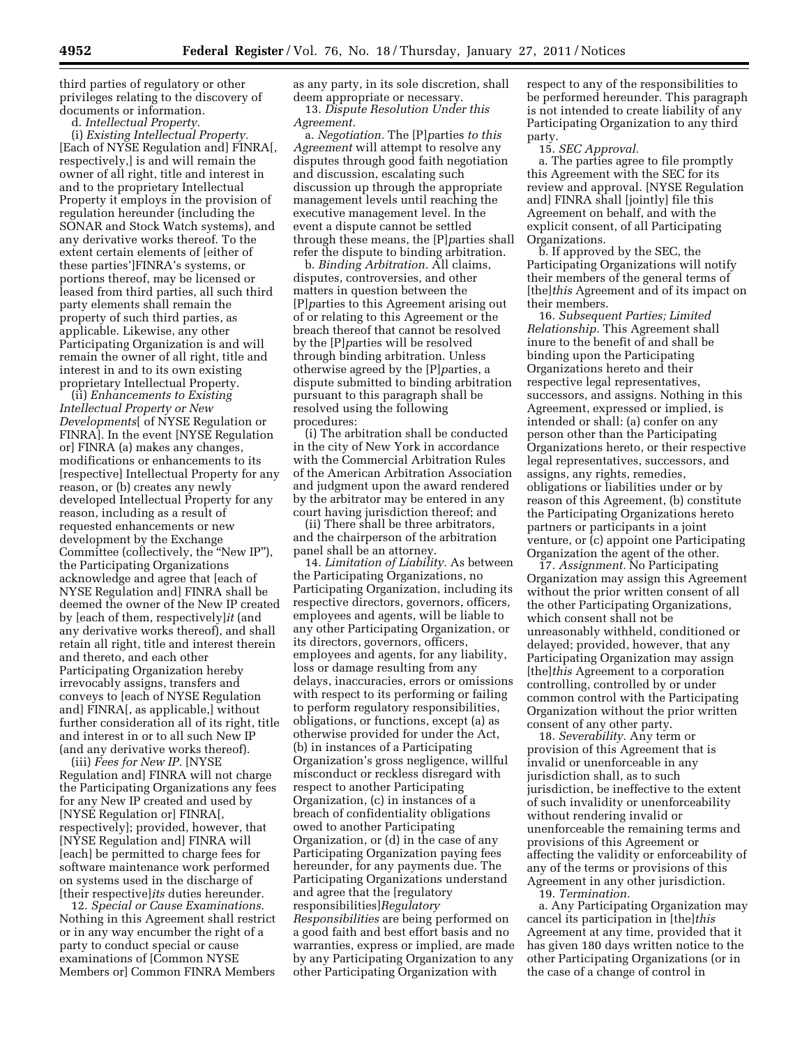third parties of regulatory or other privileges relating to the discovery of documents or information.

d. *Intellectual Property.*

(i) *Existing Intellectual Property.* [Each of NYSE Regulation and] FINRA[, respectively,] is and will remain the owner of all right, title and interest in and to the proprietary Intellectual Property it employs in the provision of regulation hereunder (including the SONAR and Stock Watch systems), and any derivative works thereof. To the extent certain elements of [either of these parties']FINRA's systems, or portions thereof, may be licensed or leased from third parties, all such third party elements shall remain the property of such third parties, as applicable. Likewise, any other Participating Organization is and will remain the owner of all right, title and interest in and to its own existing proprietary Intellectual Property.

(ii) *Enhancements to Existing Intellectual Property or New Developments*[ of NYSE Regulation or FINRA]. In the event [NYSE Regulation or] FINRA (a) makes any changes, modifications or enhancements to its [respective] Intellectual Property for any reason, or (b) creates any newly developed Intellectual Property for any reason, including as a result of requested enhancements or new development by the Exchange Committee (collectively, the "New IP"), the Participating Organizations acknowledge and agree that [each of NYSE Regulation and] FINRA shall be deemed the owner of the New IP created by [each of them, respectively]*it* (and any derivative works thereof), and shall retain all right, title and interest therein and thereto, and each other Participating Organization hereby irrevocably assigns, transfers and conveys to [each of NYSE Regulation and] FINRA[, as applicable,] without further consideration all of its right, title and interest in or to all such New IP (and any derivative works thereof).

(iii) *Fees for New IP.* [NYSE Regulation and] FINRA will not charge the Participating Organizations any fees for any New IP created and used by [NYSE Regulation or] FINRA[, respectively]; provided, however, that [NYSE Regulation and] FINRA will [each] be permitted to charge fees for software maintenance work performed on systems used in the discharge of [their respective]*its* duties hereunder.

12. *Special or Cause Examinations.* Nothing in this Agreement shall restrict or in any way encumber the right of a party to conduct special or cause examinations of [Common NYSE Members or] Common FINRA Members as any party, in its sole discretion, shall deem appropriate or necessary.

13. *Dispute Resolution Under this Agreement.*

a. *Negotiation.* The [P]*p*arties *to this Agreement* will attempt to resolve any disputes through good faith negotiation and discussion, escalating such discussion up through the appropriate management levels until reaching the executive management level. In the event a dispute cannot be settled through these means, the [P]*p*arties shall refer the dispute to binding arbitration.

b. *Binding Arbitration.* All claims, disputes, controversies, and other matters in question between the [P]*p*arties to this Agreement arising out of or relating to this Agreement or the breach thereof that cannot be resolved by the [P]*p*arties will be resolved through binding arbitration. Unless otherwise agreed by the [P]*p*arties, a dispute submitted to binding arbitration pursuant to this paragraph shall be resolved using the following procedures:

(i) The arbitration shall be conducted in the city of New York in accordance with the Commercial Arbitration Rules of the American Arbitration Association and judgment upon the award rendered by the arbitrator may be entered in any court having jurisdiction thereof; and

(ii) There shall be three arbitrators, and the chairperson of the arbitration panel shall be an attorney.

14. *Limitation of Liability.* As between the Participating Organizations, no Participating Organization, including its respective directors, governors, officers, employees and agents, will be liable to any other Participating Organization, or its directors, governors, officers, employees and agents, for any liability, loss or damage resulting from any delays, inaccuracies, errors or omissions with respect to its performing or failing to perform regulatory responsibilities, obligations, or functions, except (a) as otherwise provided for under the Act, (b) in instances of a Participating Organization's gross negligence, willful misconduct or reckless disregard with respect to another Participating Organization, (c) in instances of a breach of confidentiality obligations owed to another Participating Organization, or (d) in the case of any Participating Organization paying fees hereunder, for any payments due. The Participating Organizations understand and agree that the [regulatory responsibilities]*Regulatory Responsibilities* are being performed on a good faith and best effort basis and no warranties, express or implied, are made by any Participating Organization to any other Participating Organization with respect to any of the responsibilities to be performed hereunder. This paragraph is not intended to create liability of any Participating Organization to any third party.

15. *SEC Approval.*

a. The parties agree to file promptly this Agreement with the SEC for its review and approval. [NYSE Regulation and] FINRA shall [jointly] file this Agreement on behalf, and with the explicit consent, of all Participating Organizations.

b. If approved by the SEC, the Participating Organizations will notify their members of the general terms of [the]*this* Agreement and of its impact on their members.

16. *Subsequent Parties; Limited Relationship.* This Agreement shall inure to the benefit of and shall be binding upon the Participating Organizations hereto and their respective legal representatives, successors, and assigns. Nothing in this Agreement, expressed or implied, is intended or shall: (a) confer on any person other than the Participating Organizations hereto, or their respective legal representatives, successors, and assigns, any rights, remedies, obligations or liabilities under or by reason of this Agreement, (b) constitute the Participating Organizations hereto partners or participants in a joint venture, or (c) appoint one Participating Organization the agent of the other.

17. *Assignment.* No Participating Organization may assign this Agreement without the prior written consent of all the other Participating Organizations, which consent shall not be unreasonably withheld, conditioned or delayed; provided, however, that any Participating Organization may assign [the]*this* Agreement to a corporation controlling, controlled by or under common control with the Participating Organization without the prior written consent of any other party.

18. *Severability.* Any term or provision of this Agreement that is invalid or unenforceable in any jurisdiction shall, as to such jurisdiction, be ineffective to the extent of such invalidity or unenforceability without rendering invalid or unenforceable the remaining terms and provisions of this Agreement or affecting the validity or enforceability of any of the terms or provisions of this Agreement in any other jurisdiction.

19. *Termination.*

a. Any Participating Organization may cancel its participation in [the]*this* Agreement at any time, provided that it has given 180 days written notice to the other Participating Organizations (or in the case of a change of control in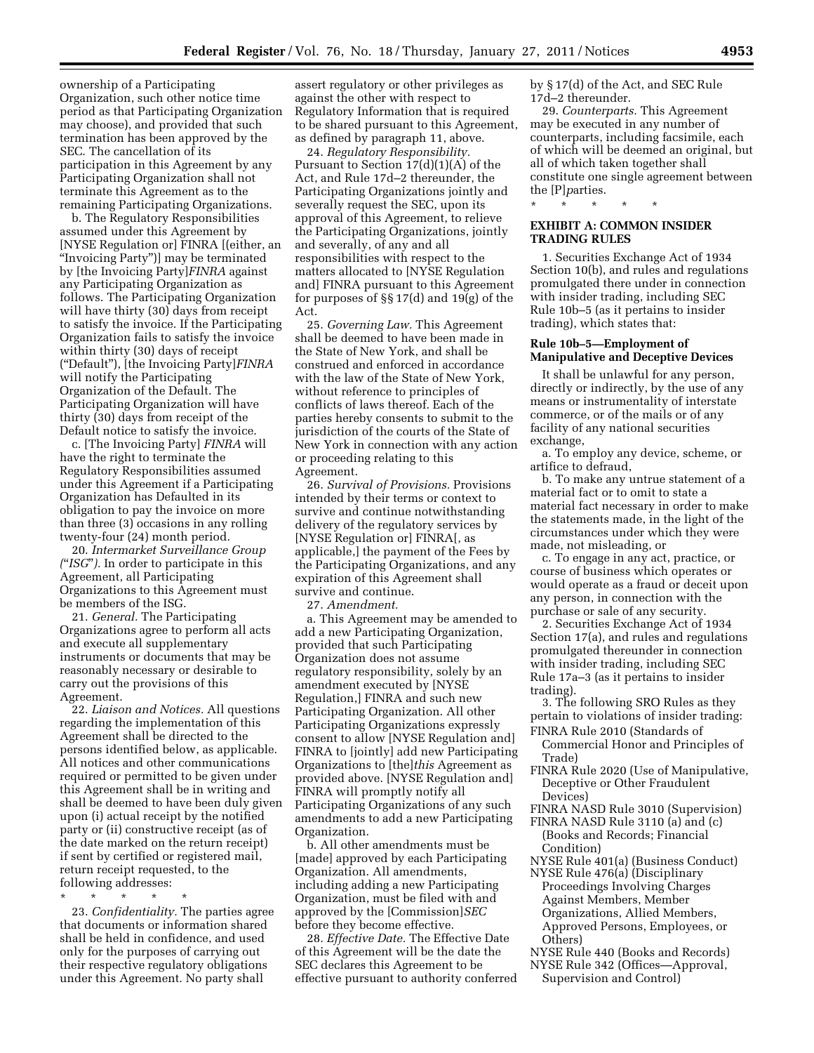ownership of a Participating Organization, such other notice time period as that Participating Organization may choose), and provided that such termination has been approved by the SEC. The cancellation of its participation in this Agreement by any Participating Organization shall not terminate this Agreement as to the remaining Participating Organizations.

b. The Regulatory Responsibilities assumed under this Agreement by [NYSE Regulation or] FINRA [(either, an "Invoicing Party")] may be terminated by [the Invoicing Party]*FINRA* against any Participating Organization as follows. The Participating Organization will have thirty (30) days from receipt to satisfy the invoice. If the Participating Organization fails to satisfy the invoice within thirty (30) days of receipt ("Default"), [the Invoicing Party]*FINRA* will notify the Participating Organization of the Default. The Participating Organization will have thirty (30) days from receipt of the Default notice to satisfy the invoice.

c. [The Invoicing Party] *FINRA* will have the right to terminate the Regulatory Responsibilities assumed under this Agreement if a Participating Organization has Defaulted in its obligation to pay the invoice on more than three (3) occasions in any rolling twenty-four (24) month period.

20. *Intermarket Surveillance Group ("ISG").* In order to participate in this Agreement, all Participating Organizations to this Agreement must be members of the ISG.

21. *General.* The Participating Organizations agree to perform all acts and execute all supplementary instruments or documents that may be reasonably necessary or desirable to carry out the provisions of this Agreement.

22. *Liaison and Notices.* All questions regarding the implementation of this Agreement shall be directed to the persons identified below, as applicable. All notices and other communications required or permitted to be given under this Agreement shall be in writing and shall be deemed to have been duly given upon (i) actual receipt by the notified party or (ii) constructive receipt (as of the date marked on the return receipt) if sent by certified or registered mail, return receipt requested, to the following addresses:

\* \* \* \* \*

23. *Confidentiality.* The parties agree that documents or information shared shall be held in confidence, and used only for the purposes of carrying out their respective regulatory obligations under this Agreement. No party shall assert regulatory or other privileges as against the other with respect to Regulatory Information that is required to be shared pursuant to this Agreement, as defined by paragraph 11, above.

24. *Regulatory Responsibility.* Pursuant to Section 17(d)(1)(A) of the Act, and Rule 17d–2 thereunder, the Participating Organizations jointly and severally request the SEC, upon its approval of this Agreement, to relieve the Participating Organizations, jointly and severally, of any and all responsibilities with respect to the matters allocated to [NYSE Regulation and] FINRA pursuant to this Agreement for purposes of §§ 17(d) and 19(g) of the Act.

25. *Governing Law.* This Agreement shall be deemed to have been made in the State of New York, and shall be construed and enforced in accordance with the law of the State of New York, without reference to principles of conflicts of laws thereof. Each of the parties hereby consents to submit to the jurisdiction of the courts of the State of New York in connection with any action or proceeding relating to this Agreement.

26. *Survival of Provisions.* Provisions intended by their terms or context to survive and continue notwithstanding delivery of the regulatory services by [NYSE Regulation or] FINRA[, as applicable,] the payment of the Fees by the Participating Organizations, and any expiration of this Agreement shall survive and continue.

27. *Amendment.*

a. This Agreement may be amended to add a new Participating Organization, provided that such Participating Organization does not assume regulatory responsibility, solely by an amendment executed by [NYSE Regulation,] FINRA and such new Participating Organization. All other Participating Organizations expressly consent to allow [NYSE Regulation and] FINRA to [jointly] add new Participating Organizations to [the]*this* Agreement as provided above. [NYSE Regulation and] FINRA will promptly notify all Participating Organizations of any such amendments to add a new Participating Organization.

b. All other amendments must be [made] approved by each Participating Organization. All amendments, including adding a new Participating Organization, must be filed with and approved by the [Commission]*SEC* before they become effective.

28. *Effective Date.* The Effective Date of this Agreement will be the date the SEC declares this Agreement to be effective pursuant to authority conferred by § 17(d) of the Act, and SEC Rule 17d–2 thereunder.

29. *Counterparts.* This Agreement may be executed in any number of counterparts, including facsimile, each of which will be deemed an original, but all of which taken together shall constitute one single agreement between the [P]*p*arties.

\* \* \* \* \*

## EXHIBIT A: COMMON INSIDER TRADING RULES

1. Securities Exchange Act of 1934 Section 10(b), and rules and regulations promulgated there under in connection with insider trading, including SEC Rule 10b–5 (as it pertains to insider trading), which states that:

### Rule 10b–5—Employment of Manipulative and Deceptive Devices

It shall be unlawful for any person, directly or indirectly, by the use of any means or instrumentality of interstate commerce, or of the mails or of any facility of any national securities exchange,

a. To employ any device, scheme, or artifice to defraud,

b. To make any untrue statement of a material fact or to omit to state a material fact necessary in order to make the statements made, in the light of the circumstances under which they were made, not misleading, or

c. To engage in any act, practice, or course of business which operates or would operate as a fraud or deceit upon any person, in connection with the purchase or sale of any security.

2. Securities Exchange Act of 1934 Section 17(a), and rules and regulations promulgated thereunder in connection with insider trading, including SEC Rule 17a–3 (as it pertains to insider trading).

3. The following SRO Rules as they pertain to violations of insider trading:

FINRA Rule 2010 (Standards of Commercial Honor and Principles of Trade)
FINRA Rule 2020 (Use of Manipulative, Deceptive or Other Fraudulent Devices)
FINRA NASD Rule 3010 (Supervision)
FINRA NASD Rule 3110 (a) and (c) (Books and Records; Financial Condition)
NYSE Rule 401(a) (Business Conduct)
NYSE Rule 476(a) (Disciplinary Proceedings Involving Charges Against Members, Member Organizations, Allied Members, Approved Persons, Employees, or Others)
NYSE Rule 440 (Books and Records)
NYSE Rule 342 (Offices—Approval, Supervision and Control)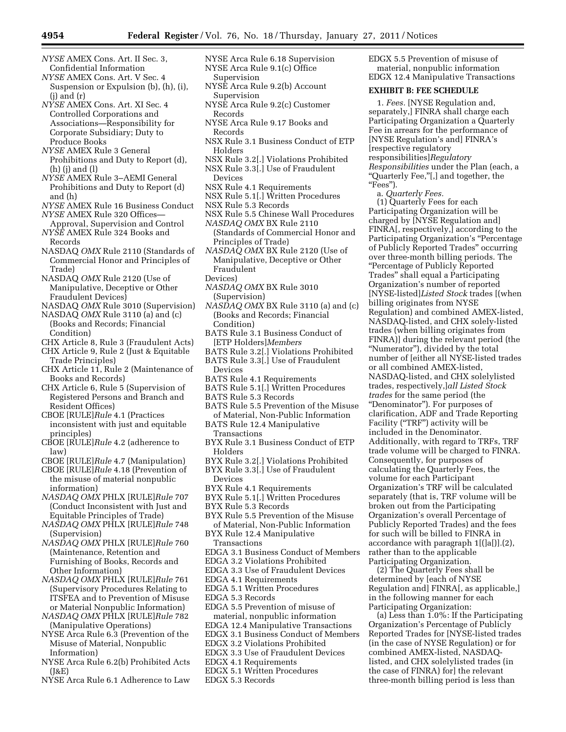*NYSE* AMEX Cons. Art. II Sec. 3, Confidential Information

*NYSE* AMEX Cons. Art. V Sec. 4 Suspension or Expulsion (b), (h), (i), (j) and (r)

*NYSE* AMEX Cons. Art. XI Sec. 4 Controlled Corporations and Associations—Responsibility for Corporate Subsidiary; Duty to Produce Books

*NYSE* AMEX Rule 3 General Prohibitions and Duty to Report (d), (h) (j) and (l)

*NYSE* AMEX Rule 3–AEMI General Prohibitions and Duty to Report (d) and (h)

*NYSE* AMEX Rule 16 Business Conduct

*NYSE* AMEX Rule 320 Offices—Approval, Supervision and Control

*NYSE* AMEX Rule 324 Books and Records

NASDAQ *OMX* Rule 2110 (Standards of Commercial Honor and Principles of Trade)

NASDAQ *OMX* Rule 2120 (Use of Manipulative, Deceptive or Other Fraudulent Devices)

NASDAQ *OMX* Rule 3010 (Supervision)

NASDAQ *OMX* Rule 3110 (a) and (c) (Books and Records; Financial Condition)

CHX Article 8, Rule 3 (Fraudulent Acts)

CHX Article 9, Rule 2 (Just & Equitable Trade Principles)

CHX Article 11, Rule 2 (Maintenance of Books and Records)

CHX Article 6, Rule 5 (Supervision of Registered Persons and Branch and Resident Offices)

CBOE [RULE]*Rule* 4.1 (Practices inconsistent with just and equitable principles)

CBOE [RULE]*Rule* 4.2 (adherence to law)

CBOE [RULE]*Rule* 4.7 (Manipulation)

CBOE [RULE]*Rule* 4.18 (Prevention of the misuse of material nonpublic information)

*NASDAQ OMX* PHLX [RULE]*Rule* 707 (Conduct Inconsistent with Just and Equitable Principles of Trade)

*NASDAQ OMX* PHLX [RULE]*Rule* 748 (Supervision)

*NASDAQ OMX* PHLX [RULE]*Rule* 760 (Maintenance, Retention and Furnishing of Books, Records and Other Information)

*NASDAQ OMX* PHLX [RULE]*Rule* 761 (Supervisory Procedures Relating to ITSFEA and to Prevention of Misuse or Material Nonpublic Information)

*NASDAQ OMX* PHLX [RULE]*Rule* 782 (Manipulative Operations)

NYSE Arca Rule 6.3 (Prevention of the Misuse of Material, Nonpublic Information)

NYSE Arca Rule 6.2(b) Prohibited Acts (J&E)

NYSE Arca Rule 6.1 Adherence to Law

NYSE Arca Rule 6.18 Supervision

NYSE Arca Rule 9.1(c) Office Supervision

NYSE Arca Rule 9.2(b) Account Supervision

NYSE Arca Rule 9.2(c) Customer Records

NYSE Arca Rule 9.17 Books and Records

NSX Rule 3.1 Business Conduct of ETP Holders

NSX Rule 3.2[.] Violations Prohibited

NSX Rule 3.3[.] Use of Fraudulent Devices

NSX Rule 4.1 Requirements

NSX Rule 5.1[.] Written Procedures

NSX Rule 5.3 Records

NSX Rule 5.5 Chinese Wall Procedures

*NASDAQ OMX* BX Rule 2110 (Standards of Commercial Honor and Principles of Trade)

*NASDAQ OMX* BX Rule 2120 (Use of Manipulative, Deceptive or Other Fraudulent Devices)

*NASDAQ OMX* BX Rule 3010 (Supervision)

*NASDAQ OMX* BX Rule 3110 (a) and (c) (Books and Records; Financial Condition)

BATS Rule 3.1 Business Conduct of [ETP Holders]*Members*

BATS Rule 3.2[.] Violations Prohibited

BATS Rule 3.3[.] Use of Fraudulent Devices

BATS Rule 4.1 Requirements

BATS Rule 5.1[.] Written Procedures

BATS Rule 5.3 Records

BATS Rule 5.5 Prevention of the Misuse of Material, Non-Public Information

BATS Rule 12.4 Manipulative Transactions

BYX Rule 3.1 Business Conduct of ETP Holders

BYX Rule 3.2[.] Violations Prohibited

BYX Rule 3.3[.] Use of Fraudulent Devices

BYX Rule 4.1 Requirements

BYX Rule 5.1[.] Written Procedures

BYX Rule 5.3 Records

BYX Rule 5.5 Prevention of the Misuse of Material, Non-Public Information

BYX Rule 12.4 Manipulative Transactions

EDGA 3.1 Business Conduct of Members

EDGA 3.2 Violations Prohibited

EDGA 3.3 Use of Fraudulent Devices

EDGA 4.1 Requirements

EDGA 5.1 Written Procedures

EDGA 5.3 Records

EDGA 5.5 Prevention of misuse of material, nonpublic information

EDGA 12.4 Manipulative Transactions

EDGX 3.1 Business Conduct of Members

EDGX 3.2 Violations Prohibited

EDGX 3.3 Use of Fraudulent Devices

EDGX 4.1 Requirements

EDGX 5.1 Written Procedures

EDGX 5.3 Records

EDGX 5.5 Prevention of misuse of material, nonpublic information

EDGX 12.4 Manipulative Transactions

**EXHIBIT B: FEE SCHEDULE**

1. *Fees.* [NYSE Regulation and, separately,] FINRA shall charge each Participating Organization a Quarterly Fee in arrears for the performance of [NYSE Regulation's and] FINRA's [respective regulatory responsibilities]*Regulatory Responsibilities* under the Plan (each, a "Quarterly Fee,"[,] and together, the "Fees").

a. *Quarterly Fees.*

(1) Quarterly Fees for each Participating Organization will be charged by [NYSE Regulation and] FINRA[, respectively,] according to the Participating Organization's "Percentage of Publicly Reported Trades" occurring over three-month billing periods. The "Percentage of Publicly Reported Trades" shall equal a Participating Organization's number of reported [NYSE-listed]*Listed Stock* trades [(when billing originates from NYSE Regulation) and combined AMEX-listed, NASDAQ-listed, and CHX solely-listed trades (when billing originates from FINRA)] during the relevant period (the "Numerator"), divided by the total number of [either all NYSE-listed trades or all combined AMEX-listed, NASDAQ-listed, and CHX solelylisted trades, respectively,]*all Listed Stock trades* for the same period (the "Denominator"). For purposes of clarification, ADF and Trade Reporting Facility ("TRF") activity will be included in the Denominator. Additionally, with regard to TRFs, TRF trade volume will be charged to FINRA. Consequently, for purposes of calculating the Quarterly Fees, the volume for each Participant Organization's TRF will be calculated separately (that is, TRF volume will be broken out from the Participating Organization's overall Percentage of Publicly Reported Trades) and the fees for such will be billed to FINRA in accordance with paragraph 1[(]a[)].(2), rather than to the applicable Participating Organization.

(2) The Quarterly Fees shall be determined by [each of NYSE Regulation and] FINRA[, as applicable,] in the following manner for each Participating Organization:

(a) Less than 1.0%: If the Participating Organization's Percentage of Publicly Reported Trades for [NYSE-listed trades (in the case of NYSE Regulation) or for combined AMEX-listed, NASDAQ-listed, and CHX solelylisted trades (in the case of FINRA) for] the relevant three-month billing period is less than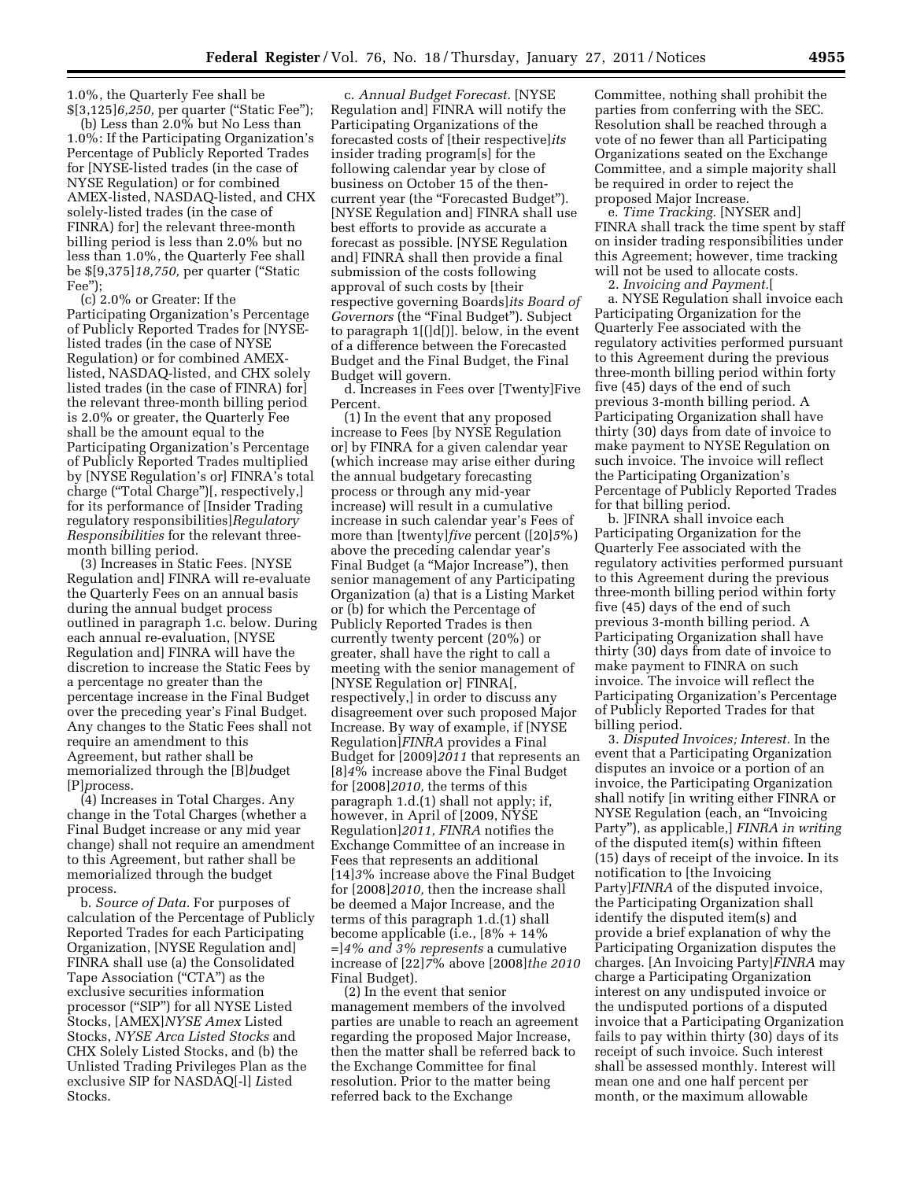1.0%, the Quarterly Fee shall be $[3,125]*6,250,* per quarter ("Static Fee");

(b) Less than 2.0% but No Less than 1.0%: If the Participating Organization's Percentage of Publicly Reported Trades for [NYSE-listed trades (in the case of NYSE Regulation) or for combined AMEX-listed, NASDAQ-listed, and CHX solely-listed trades (in the case of FINRA) for] the relevant three-month billing period is less than 2.0% but no less than 1.0%, the Quarterly Fee shall be $[9,375]*18,750,* per quarter ("Static Fee");

(c) 2.0% or Greater: If the Participating Organization's Percentage of Publicly Reported Trades for [NYSE-listed trades (in the case of NYSE Regulation) or for combined AMEX-listed, NASDAQ-listed, and CHX solely listed trades (in the case of FINRA) for] the relevant three-month billing period is 2.0% or greater, the Quarterly Fee shall be the amount equal to the Participating Organization's Percentage of Publicly Reported Trades multiplied by [NYSE Regulation's or] FINRA's total charge ("Total Charge")[, respectively,] for its performance of [Insider Trading regulatory responsibilities]*Regulatory Responsibilities* for the relevant three-month billing period.

(3) Increases in Static Fees. [NYSE Regulation and] FINRA will re-evaluate the Quarterly Fees on an annual basis during the annual budget process outlined in paragraph 1.c. below. During each annual re-evaluation, [NYSE Regulation and] FINRA will have the discretion to increase the Static Fees by a percentage no greater than the percentage increase in the Final Budget over the preceding year's Final Budget. Any changes to the Static Fees shall not require an amendment to this Agreement, but rather shall be memorialized through the [B]*b*udget [P]*p*rocess.

(4) Increases in Total Charges. Any change in the Total Charges (whether a Final Budget increase or any mid year change) shall not require an amendment to this Agreement, but rather shall be memorialized through the budget process.

b. *Source of Data.* For purposes of calculation of the Percentage of Publicly Reported Trades for each Participating Organization, [NYSE Regulation and] FINRA shall use (a) the Consolidated Tape Association ("CTA") as the exclusive securities information processor ("SIP") for all NYSE Listed Stocks, [AMEX]*NYSE Amex* Listed Stocks, *NYSE Arca Listed Stocks* and CHX Solely Listed Stocks, and (b) the Unlisted Trading Privileges Plan as the exclusive SIP for NASDAQ[-l] *L*isted Stocks.

c. *Annual Budget Forecast.* [NYSE Regulation and] FINRA will notify the Participating Organizations of the forecasted costs of [their respective]*its* insider trading program[s] for the following calendar year by close of business on October 15 of the then-current year (the "Forecasted Budget"). [NYSE Regulation and] FINRA shall use best efforts to provide as accurate a forecast as possible. [NYSE Regulation and] FINRA shall then provide a final submission of the costs following approval of such costs by [their respective governing Boards]*its Board of Governors* (the "Final Budget"). Subject to paragraph 1[(]d[)]. below, in the event of a difference between the Forecasted Budget and the Final Budget, the Final Budget will govern.

d. Increases in Fees over [Twenty]Five Percent.

(1) In the event that any proposed increase to Fees [by NYSE Regulation or] by FINRA for a given calendar year (which increase may arise either during the annual budgetary forecasting process or through any mid-year increase) will result in a cumulative increase in such calendar year's Fees of more than [twenty]*five* percent ([20]*5*%) above the preceding calendar year's Final Budget (a "Major Increase"), then senior management of any Participating Organization (a) that is a Listing Market or (b) for which the Percentage of Publicly Reported Trades is then currently twenty percent (20%) or greater, shall have the right to call a meeting with the senior management of [NYSE Regulation or] FINRA[, respectively,] in order to discuss any disagreement over such proposed Major Increase. By way of example, if [NYSE Regulation]*FINRA* provides a Final Budget for [2009]*2011* that represents an [8]*4*% increase above the Final Budget for [2008]*2010,* the terms of this paragraph 1.d.(1) shall not apply; if, however, in April of [2009, NYSE Regulation]*2011, FINRA* notifies the Exchange Committee of an increase in Fees that represents an additional [14]*3*% increase above the Final Budget for [2008]*2010,* then the increase shall be deemed a Major Increase, and the terms of this paragraph 1.d.(1) shall become applicable (i.e., [8% + 14% =]*4% and 3% represents* a cumulative increase of [22]*7*% above [2008]*the 2010* Final Budget).

(2) In the event that senior management members of the involved parties are unable to reach an agreement regarding the proposed Major Increase, then the matter shall be referred back to the Exchange Committee for final resolution. Prior to the matter being referred back to the Exchange Committee, nothing shall prohibit the parties from conferring with the SEC. Resolution shall be reached through a vote of no fewer than all Participating Organizations seated on the Exchange Committee, and a simple majority shall be required in order to reject the proposed Major Increase.

e. *Time Tracking.* [NYSER and] FINRA shall track the time spent by staff on insider trading responsibilities under this Agreement; however, time tracking will not be used to allocate costs.

2. *Invoicing and Payment.*[

a. NYSE Regulation shall invoice each Participating Organization for the Quarterly Fee associated with the regulatory activities performed pursuant to this Agreement during the previous three-month billing period within forty five (45) days of the end of such previous 3-month billing period. A Participating Organization shall have thirty (30) days from date of invoice to make payment to NYSE Regulation on such invoice. The invoice will reflect the Participating Organization's Percentage of Publicly Reported Trades for that billing period.

b. ]FINRA shall invoice each Participating Organization for the Quarterly Fee associated with the regulatory activities performed pursuant to this Agreement during the previous three-month billing period within forty five (45) days of the end of such previous 3-month billing period. A Participating Organization shall have thirty (30) days from date of invoice to make payment to FINRA on such invoice. The invoice will reflect the Participating Organization's Percentage of Publicly Reported Trades for that billing period.

3. *Disputed Invoices; Interest.* In the event that a Participating Organization disputes an invoice or a portion of an invoice, the Participating Organization shall notify [in writing either FINRA or NYSE Regulation (each, an "Invoicing Party"), as applicable,] *FINRA in writing* of the disputed item(s) within fifteen (15) days of receipt of the invoice. In its notification to [the Invoicing Party]*FINRA* of the disputed invoice, the Participating Organization shall identify the disputed item(s) and provide a brief explanation of why the Participating Organization disputes the charges. [An Invoicing Party]*FINRA* may charge a Participating Organization interest on any undisputed invoice or the undisputed portions of a disputed invoice that a Participating Organization fails to pay within thirty (30) days of its receipt of such invoice. Such interest shall be assessed monthly. Interest will mean one and one half percent per month, or the maximum allowable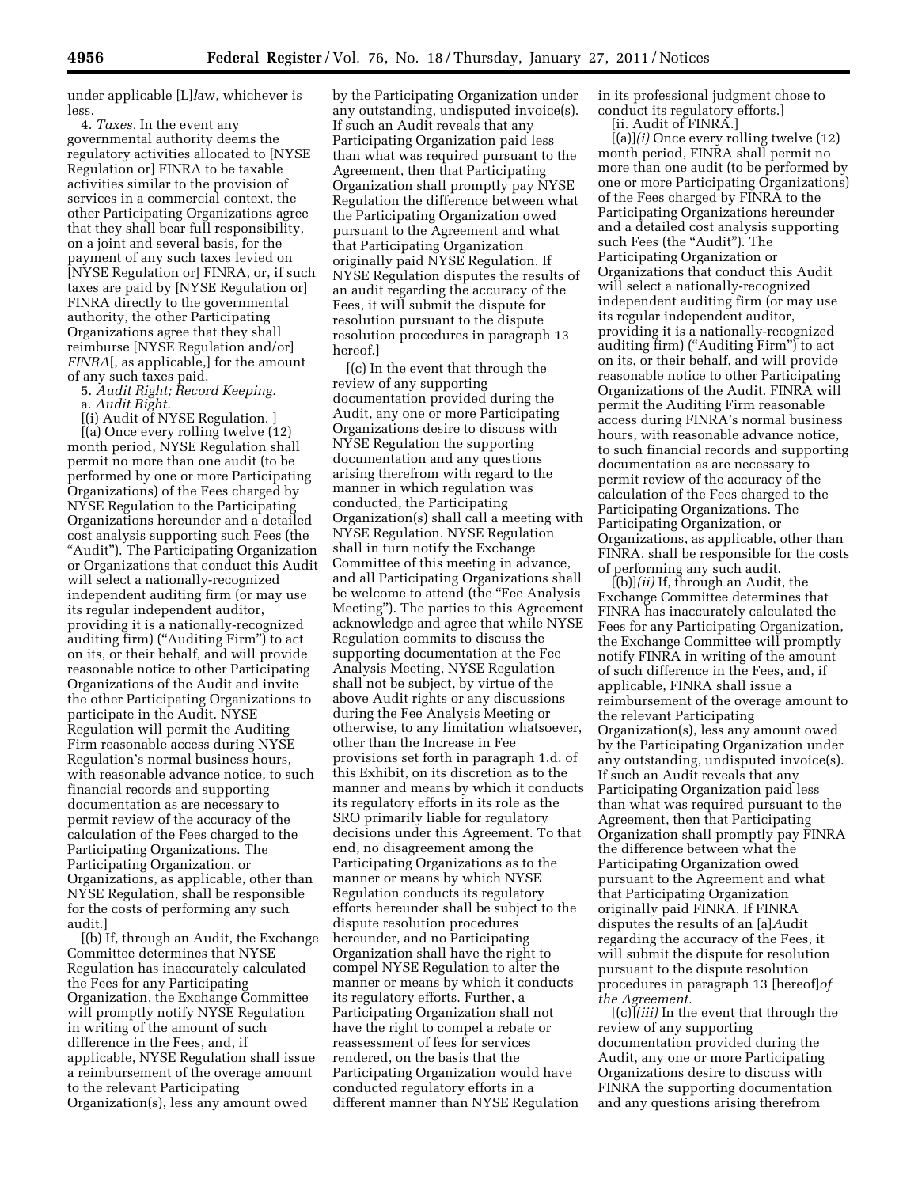under applicable [L]*l*aw, whichever is less.

4. *Taxes.* In the event any governmental authority deems the regulatory activities allocated to [NYSE Regulation or] FINRA to be taxable activities similar to the provision of services in a commercial context, the other Participating Organizations agree that they shall bear full responsibility, on a joint and several basis, for the payment of any such taxes levied on [NYSE Regulation or] FINRA, or, if such taxes are paid by [NYSE Regulation or] FINRA directly to the governmental authority, the other Participating Organizations agree that they shall reimburse [NYSE Regulation and/or] *FINRA*[, as applicable,] for the amount of any such taxes paid.

5. *Audit Right; Record Keeping.*

a. *Audit Right.*

[(i) Audit of NYSE Regulation. ]

[(a) Once every rolling twelve (12) month period, NYSE Regulation shall permit no more than one audit (to be performed by one or more Participating Organizations) of the Fees charged by NYSE Regulation to the Participating Organizations hereunder and a detailed cost analysis supporting such Fees (the "Audit"). The Participating Organization or Organizations that conduct this Audit will select a nationally-recognized independent auditing firm (or may use its regular independent auditor, providing it is a nationally-recognized auditing firm) ("Auditing Firm") to act on its, or their behalf, and will provide reasonable notice to other Participating Organizations of the Audit and invite the other Participating Organizations to participate in the Audit. NYSE Regulation will permit the Auditing Firm reasonable access during NYSE Regulation's normal business hours, with reasonable advance notice, to such financial records and supporting documentation as are necessary to permit review of the accuracy of the calculation of the Fees charged to the Participating Organizations. The Participating Organization, or Organizations, as applicable, other than NYSE Regulation, shall be responsible for the costs of performing any such audit.]

[(b) If, through an Audit, the Exchange Committee determines that NYSE Regulation has inaccurately calculated the Fees for any Participating Organization, the Exchange Committee will promptly notify NYSE Regulation in writing of the amount of such difference in the Fees, and, if applicable, NYSE Regulation shall issue a reimbursement of the overage amount to the relevant Participating Organization(s), less any amount owed by the Participating Organization under any outstanding, undisputed invoice(s). If such an Audit reveals that any Participating Organization paid less than what was required pursuant to the Agreement, then that Participating Organization shall promptly pay NYSE Regulation the difference between what the Participating Organization owed pursuant to the Agreement and what that Participating Organization originally paid NYSE Regulation. If NYSE Regulation disputes the results of an audit regarding the accuracy of the Fees, it will submit the dispute for resolution pursuant to the dispute resolution procedures in paragraph 13 hereof.]

[(c) In the event that through the review of any supporting documentation provided during the Audit, any one or more Participating Organizations desire to discuss with NYSE Regulation the supporting documentation and any questions arising therefrom with regard to the manner in which regulation was conducted, the Participating Organization(s) shall call a meeting with NYSE Regulation. NYSE Regulation shall in turn notify the Exchange Committee of this meeting in advance, and all Participating Organizations shall be welcome to attend (the "Fee Analysis Meeting"). The parties to this Agreement acknowledge and agree that while NYSE Regulation commits to discuss the supporting documentation at the Fee Analysis Meeting, NYSE Regulation shall not be subject, by virtue of the above Audit rights or any discussions during the Fee Analysis Meeting or otherwise, to any limitation whatsoever, other than the Increase in Fee provisions set forth in paragraph 1.d. of this Exhibit, on its discretion as to the manner and means by which it conducts its regulatory efforts in its role as the SRO primarily liable for regulatory decisions under this Agreement. To that end, no disagreement among the Participating Organizations as to the manner or means by which NYSE Regulation conducts its regulatory efforts hereunder shall be subject to the dispute resolution procedures hereunder, and no Participating Organization shall have the right to compel NYSE Regulation to alter the manner or means by which it conducts its regulatory efforts. Further, a Participating Organization shall not have the right to compel a rebate or reassessment of fees for services rendered, on the basis that the Participating Organization would have conducted regulatory efforts in a different manner than NYSE Regulation in its professional judgment chose to conduct its regulatory efforts.]

[ii. Audit of FINRA.]

[(a)]*(i)* Once every rolling twelve (12) month period, FINRA shall permit no more than one audit (to be performed by one or more Participating Organizations) of the Fees charged by FINRA to the Participating Organizations hereunder and a detailed cost analysis supporting such Fees (the "Audit"). The Participating Organization or Organizations that conduct this Audit will select a nationally-recognized independent auditing firm (or may use its regular independent auditor, providing it is a nationally-recognized auditing firm) ("Auditing Firm") to act on its, or their behalf, and will provide reasonable notice to other Participating Organizations of the Audit. FINRA will permit the Auditing Firm reasonable access during FINRA's normal business hours, with reasonable advance notice, to such financial records and supporting documentation as are necessary to permit review of the accuracy of the calculation of the Fees charged to the Participating Organizations. The Participating Organization, or Organizations, as applicable, other than FINRA, shall be responsible for the costs of performing any such audit.

[(b)]*(ii)* If, through an Audit, the Exchange Committee determines that FINRA has inaccurately calculated the Fees for any Participating Organization, the Exchange Committee will promptly notify FINRA in writing of the amount of such difference in the Fees, and, if applicable, FINRA shall issue a reimbursement of the overage amount to the relevant Participating Organization(s), less any amount owed by the Participating Organization under any outstanding, undisputed invoice(s). If such an Audit reveals that any Participating Organization paid less than what was required pursuant to the Agreement, then that Participating Organization shall promptly pay FINRA the difference between what the Participating Organization owed pursuant to the Agreement and what that Participating Organization originally paid FINRA. If FINRA disputes the results of an [a]*A*udit regarding the accuracy of the Fees, it will submit the dispute for resolution pursuant to the dispute resolution procedures in paragraph 13 [hereof]*of the Agreement.*

[(c)]*(iii)* In the event that through the review of any supporting documentation provided during the Audit, any one or more Participating Organizations desire to discuss with FINRA the supporting documentation and any questions arising therefrom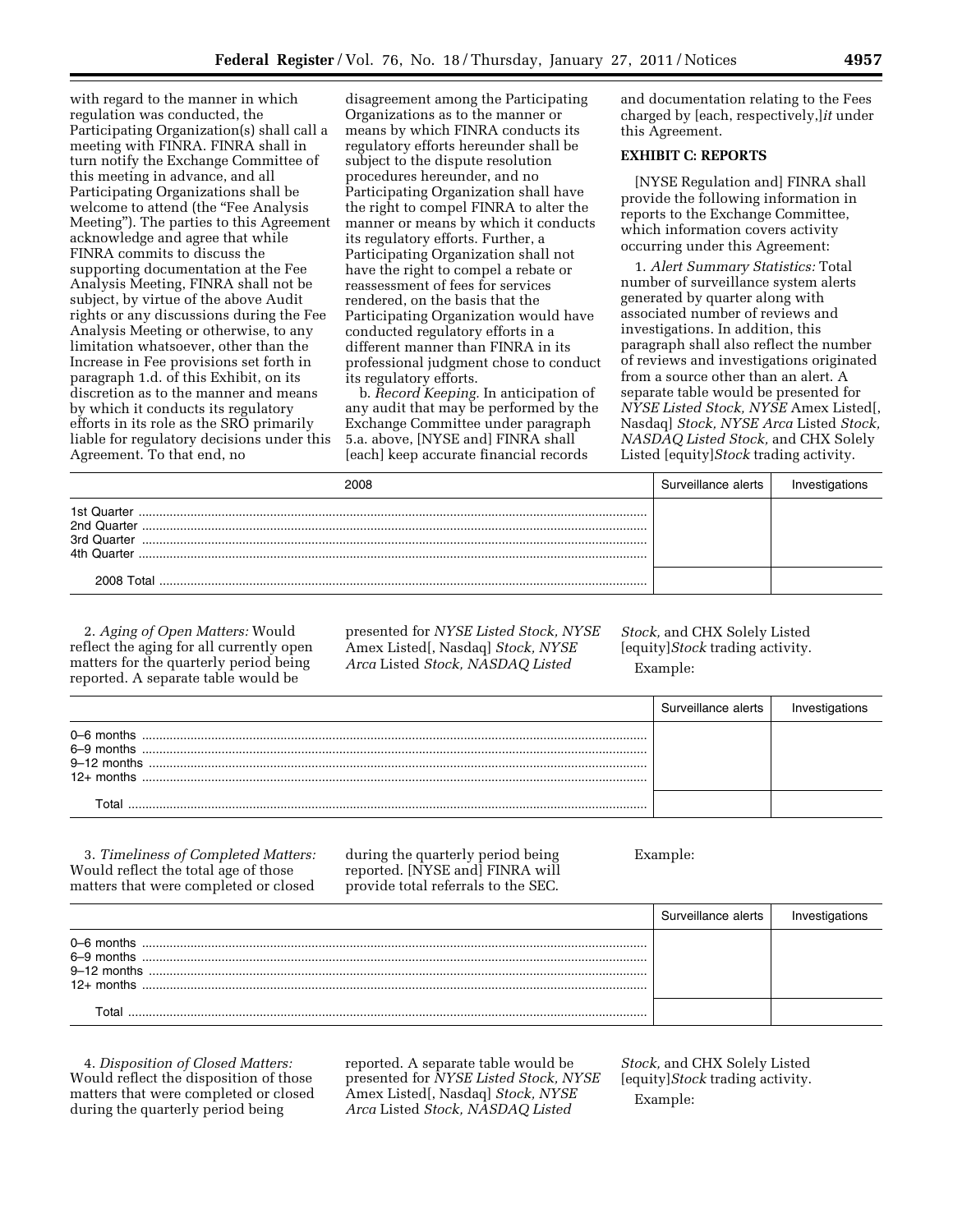with regard to the manner in which regulation was conducted, the Participating Organization(s) shall call a meeting with FINRA. FINRA shall in turn notify the Exchange Committee of this meeting in advance, and all Participating Organizations shall be welcome to attend (the "Fee Analysis Meeting"). The parties to this Agreement acknowledge and agree that while FINRA commits to discuss the supporting documentation at the Fee Analysis Meeting, FINRA shall not be subject, by virtue of the above Audit rights or any discussions during the Fee Analysis Meeting or otherwise, to any limitation whatsoever, other than the Increase in Fee provisions set forth in paragraph 1.d. of this Exhibit, on its discretion as to the manner and means by which it conducts its regulatory efforts in its role as the SRO primarily liable for regulatory decisions under this Agreement. To that end, no disagreement among the Participating Organizations as to the manner or means by which FINRA conducts its regulatory efforts hereunder shall be subject to the dispute resolution procedures hereunder, and no Participating Organization shall have the right to compel FINRA to alter the manner or means by which it conducts its regulatory efforts. Further, a Participating Organization shall not have the right to compel a rebate or reassessment of fees for services rendered, on the basis that the Participating Organization would have conducted regulatory efforts in a different manner than FINRA in its professional judgment chose to conduct its regulatory efforts.

b. *Record Keeping.* In anticipation of any audit that may be performed by the Exchange Committee under paragraph 5.a. above, [NYSE and] FINRA shall [each] keep accurate financial records and documentation relating to the Fees charged by [each, respectively,]*it* under this Agreement.

**EXHIBIT C: REPORTS**

[NYSE Regulation and] FINRA shall provide the following information in reports to the Exchange Committee, which information covers activity occurring under this Agreement:

1. *Alert Summary Statistics:* Total number of surveillance system alerts generated by quarter along with associated number of reviews and investigations. In addition, this paragraph shall also reflect the number of reviews and investigations originated from a source other than an alert. A separate table would be presented for *NYSE Listed Stock, NYSE* Amex Listed[, Nasdaq] *Stock, NYSE Arca* Listed *Stock, NASDAQ Listed Stock,* and CHX Solely Listed [equity]*Stock* trading activity.

| 2008 | Surveillance alerts | Investigations |
|---|---|---|
| 1st Quarter | | |
| 2nd Quarter | | |
| 3rd Quarter | | |
| 4th Quarter | | |
| 2008 Total | | |

2. *Aging of Open Matters:* Would reflect the aging for all currently open matters for the quarterly period being reported. A separate table would be presented for *NYSE Listed Stock, NYSE* Amex Listed[, Nasdaq] *Stock, NYSE Arca* Listed *Stock, NASDAQ Listed Stock,* and CHX Solely Listed [equity]*Stock* trading activity.

Example:

| | Surveillance alerts | Investigations |
|---|---|---|
| 0–6 months | | |
| 6–9 months | | |
| 9–12 months | | |
| 12+ months | | |
| Total | | |

3. *Timeliness of Completed Matters:* Would reflect the total age of those matters that were completed or closed during the quarterly period being reported. [NYSE and] FINRA will provide total referrals to the SEC.

Example:

| | Surveillance alerts | Investigations |
|---|---|---|
| 0–6 months | | |
| 6–9 months | | |
| 9–12 months | | |
| 12+ months | | |
| Total | | |

4. *Disposition of Closed Matters:* Would reflect the disposition of those matters that were completed or closed during the quarterly period being reported. A separate table would be presented for *NYSE Listed Stock, NYSE* Amex Listed[, Nasdaq] *Stock, NYSE Arca* Listed *Stock, NASDAQ Listed Stock,* and CHX Solely Listed [equity]*Stock* trading activity.

Example: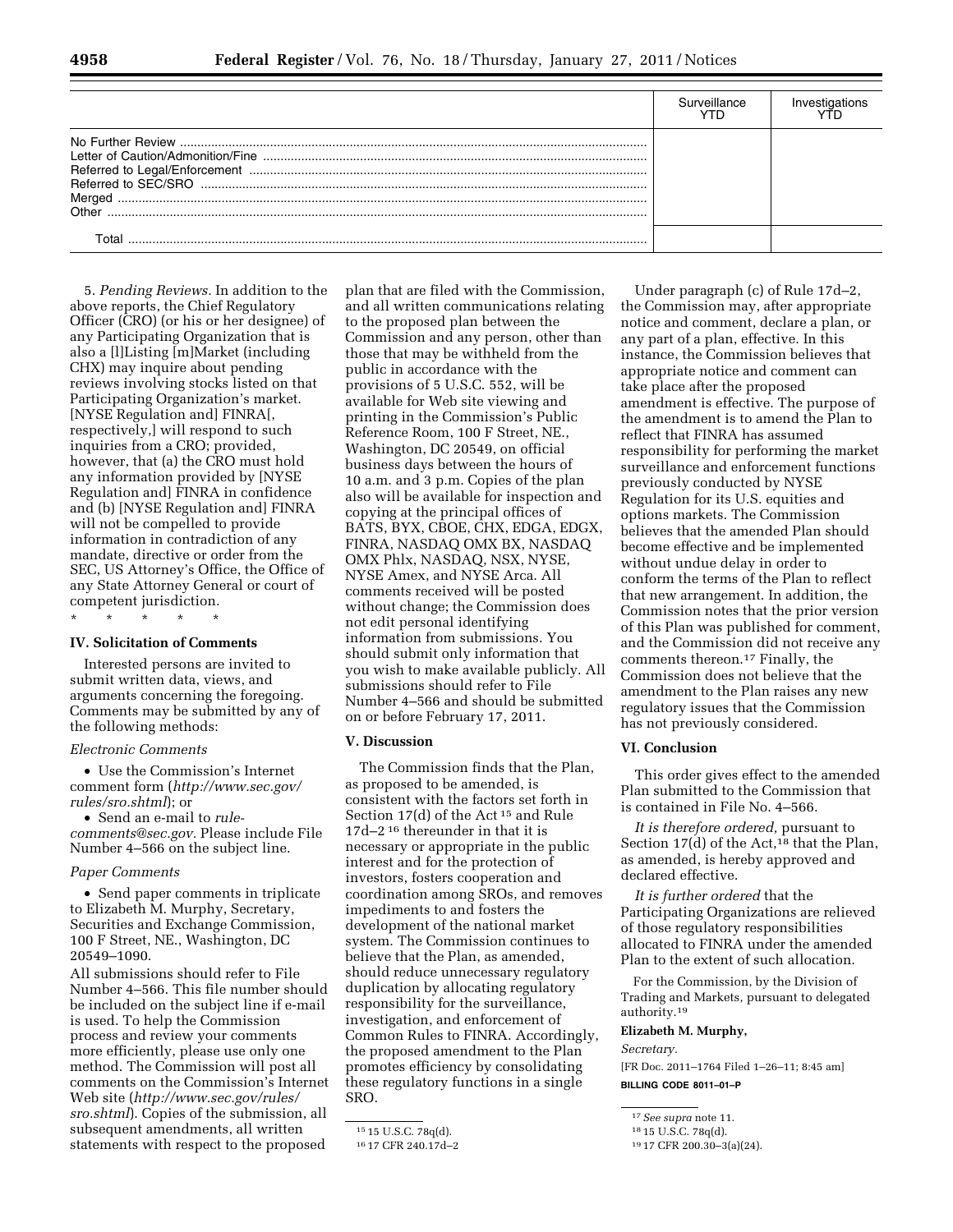| | Surveillance YTD | Investigations YTD |
|---|---|---|
| No Further Review | | |
| Letter of Caution/Admonition/Fine | | |
| Referred to Legal/Enforcement | | |
| Referred to SEC/SRO | | |
| Merged | | |
| Other | | |
| Total | | |

5. *Pending Reviews.* In addition to the above reports, the Chief Regulatory Officer (CRO) (or his or her designee) of any Participating Organization that is also a [l]Listing [m]Market (including CHX) may inquire about pending reviews involving stocks listed on that Participating Organization's market. [NYSE Regulation and] FINRA[, respectively,] will respond to such inquiries from a CRO; provided, however, that (a) the CRO must hold any information provided by [NYSE Regulation and] FINRA in confidence and (b) [NYSE Regulation and] FINRA will not be compelled to provide information in contradiction of any mandate, directive or order from the SEC, US Attorney's Office, the Office of any State Attorney General or court of competent jurisdiction.

\* \* \* \* \*

## IV. Solicitation of Comments

Interested persons are invited to submit written data, views, and arguments concerning the foregoing. Comments may be submitted by any of the following methods:

*Electronic Comments*

- Use the Commission's Internet comment form (*http://www.sec.gov/rules/sro.shtml*); or
- Send an e-mail to *rule-comments@sec.gov*. Please include File Number 4–566 on the subject line.

*Paper Comments*

- Send paper comments in triplicate to Elizabeth M. Murphy, Secretary, Securities and Exchange Commission, 100 F Street, NE., Washington, DC 20549–1090.

All submissions should refer to File Number 4–566. This file number should be included on the subject line if e-mail is used. To help the Commission process and review your comments more efficiently, please use only one method. The Commission will post all comments on the Commission's Internet Web site (*http://www.sec.gov/rules/sro.shtml*). Copies of the submission, all subsequent amendments, all written statements with respect to the proposed plan that are filed with the Commission, and all written communications relating to the proposed plan between the Commission and any person, other than those that may be withheld from the public in accordance with the provisions of 5 U.S.C. 552, will be available for Web site viewing and printing in the Commission's Public Reference Room, 100 F Street, NE., Washington, DC 20549, on official business days between the hours of 10 a.m. and 3 p.m. Copies of the plan also will be available for inspection and copying at the principal offices of BATS, BYX, CBOE, CHX, EDGA, EDGX, FINRA, NASDAQ OMX BX, NASDAQ OMX Phlx, NASDAQ, NSX, NYSE, NYSE Amex, and NYSE Arca. All comments received will be posted without change; the Commission does not edit personal identifying information from submissions. You should submit only information that you wish to make available publicly. All submissions should refer to File Number 4–566 and should be submitted on or before February 17, 2011.

## V. Discussion

The Commission finds that the Plan, as proposed to be amended, is consistent with the factors set forth in Section 17(d) of the Act [15] and Rule 17d–2 [16] thereunder in that it is necessary or appropriate in the public interest and for the protection of investors, fosters cooperation and coordination among SROs, and removes impediments to and fosters the development of the national market system. The Commission continues to believe that the Plan, as amended, should reduce unnecessary regulatory duplication by allocating regulatory responsibility for the surveillance, investigation, and enforcement of Common Rules to FINRA. Accordingly, the proposed amendment to the Plan promotes efficiency by consolidating these regulatory functions in a single SRO.

Under paragraph (c) of Rule 17d–2, the Commission may, after appropriate notice and comment, declare a plan, or any part of a plan, effective. In this instance, the Commission believes that appropriate notice and comment can take place after the proposed amendment is effective. The purpose of the amendment is to amend the Plan to reflect that FINRA has assumed responsibility for performing the market surveillance and enforcement functions previously conducted by NYSE Regulation for its U.S. equities and options markets. The Commission believes that the amended Plan should become effective and be implemented without undue delay in order to conform the terms of the Plan to reflect that new arrangement. In addition, the Commission notes that the prior version of this Plan was published for comment, and the Commission did not receive any comments thereon.[17] Finally, the Commission does not believe that the amendment to the Plan raises any new regulatory issues that the Commission has not previously considered.

## VI. Conclusion

This order gives effect to the amended Plan submitted to the Commission that is contained in File No. 4–566.

*It is therefore ordered,* pursuant to Section 17(d) of the Act,[18] that the Plan, as amended, is hereby approved and declared effective.

*It is further ordered* that the Participating Organizations are relieved of those regulatory responsibilities allocated to FINRA under the amended Plan to the extent of such allocation.

For the Commission, by the Division of Trading and Markets, pursuant to delegated authority.[19]

**Elizabeth M. Murphy,**

*Secretary.*

[FR Doc. 2011–1764 Filed 1–26–11; 8:45 am]

**BILLING CODE 8011–01–P**

---

[15] 15 U.S.C. 78q(d).

[16] 17 CFR 240.17d–2

[17] *See supra* note 11.

[18] 15 U.S.C. 78q(d).

[19] 17 CFR 200.30–3(a)(24).